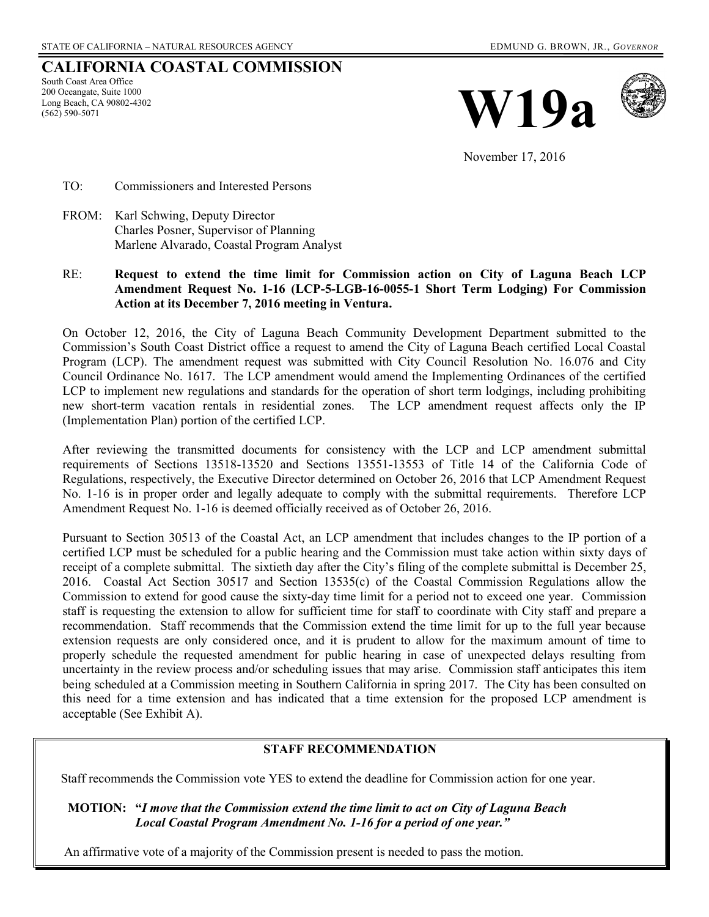STATE OF CALIFORNIA – NATURAL RESOURCES AGENCY EDMUND G. BROWN, JR., *GOVERNOR*

# CALIFORNIA COASTAL COMMISSION

South Coast Area Office
200 Oceangate, Suite 1000
Long Beach, CA 90802-4302
(562) 590-5071

# W19a

November 17, 2016

TO: Commissioners and Interested Persons

FROM: Karl Schwing, Deputy Director
Charles Posner, Supervisor of Planning
Marlene Alvarado, Coastal Program Analyst

RE: **Request to extend the time limit for Commission action on City of Laguna Beach LCP Amendment Request No. 1-16 (LCP-5-LGB-16-0055-1 Short Term Lodging) For Commission Action at its December 7, 2016 meeting in Ventura.**

On October 12, 2016, the City of Laguna Beach Community Development Department submitted to the Commission's South Coast District office a request to amend the City of Laguna Beach certified Local Coastal Program (LCP). The amendment request was submitted with City Council Resolution No. 16.076 and City Council Ordinance No. 1617. The LCP amendment would amend the Implementing Ordinances of the certified LCP to implement new regulations and standards for the operation of short term lodgings, including prohibiting new short-term vacation rentals in residential zones. The LCP amendment request affects only the IP (Implementation Plan) portion of the certified LCP.

After reviewing the transmitted documents for consistency with the LCP and LCP amendment submittal requirements of Sections 13518-13520 and Sections 13551-13553 of Title 14 of the California Code of Regulations, respectively, the Executive Director determined on October 26, 2016 that LCP Amendment Request No. 1-16 is in proper order and legally adequate to comply with the submittal requirements. Therefore LCP Amendment Request No. 1-16 is deemed officially received as of October 26, 2016.

Pursuant to Section 30513 of the Coastal Act, an LCP amendment that includes changes to the IP portion of a certified LCP must be scheduled for a public hearing and the Commission must take action within sixty days of receipt of a complete submittal. The sixtieth day after the City's filing of the complete submittal is December 25, 2016. Coastal Act Section 30517 and Section 13535(c) of the Coastal Commission Regulations allow the Commission to extend for good cause the sixty-day time limit for a period not to exceed one year. Commission staff is requesting the extension to allow for sufficient time for staff to coordinate with City staff and prepare a recommendation. Staff recommends that the Commission extend the time limit for up to the full year because extension requests are only considered once, and it is prudent to allow for the maximum amount of time to properly schedule the requested amendment for public hearing in case of unexpected delays resulting from uncertainty in the review process and/or scheduling issues that may arise. Commission staff anticipates this item being scheduled at a Commission meeting in Southern California in spring 2017. The City has been consulted on this need for a time extension and has indicated that a time extension for the proposed LCP amendment is acceptable (See Exhibit A).

## STAFF RECOMMENDATION

Staff recommends the Commission vote YES to extend the deadline for Commission action for one year.

**MOTION:** ***"I move that the Commission extend the time limit to act on City of Laguna Beach Local Coastal Program Amendment No. 1-16 for a period of one year."***

An affirmative vote of a majority of the Commission present is needed to pass the motion.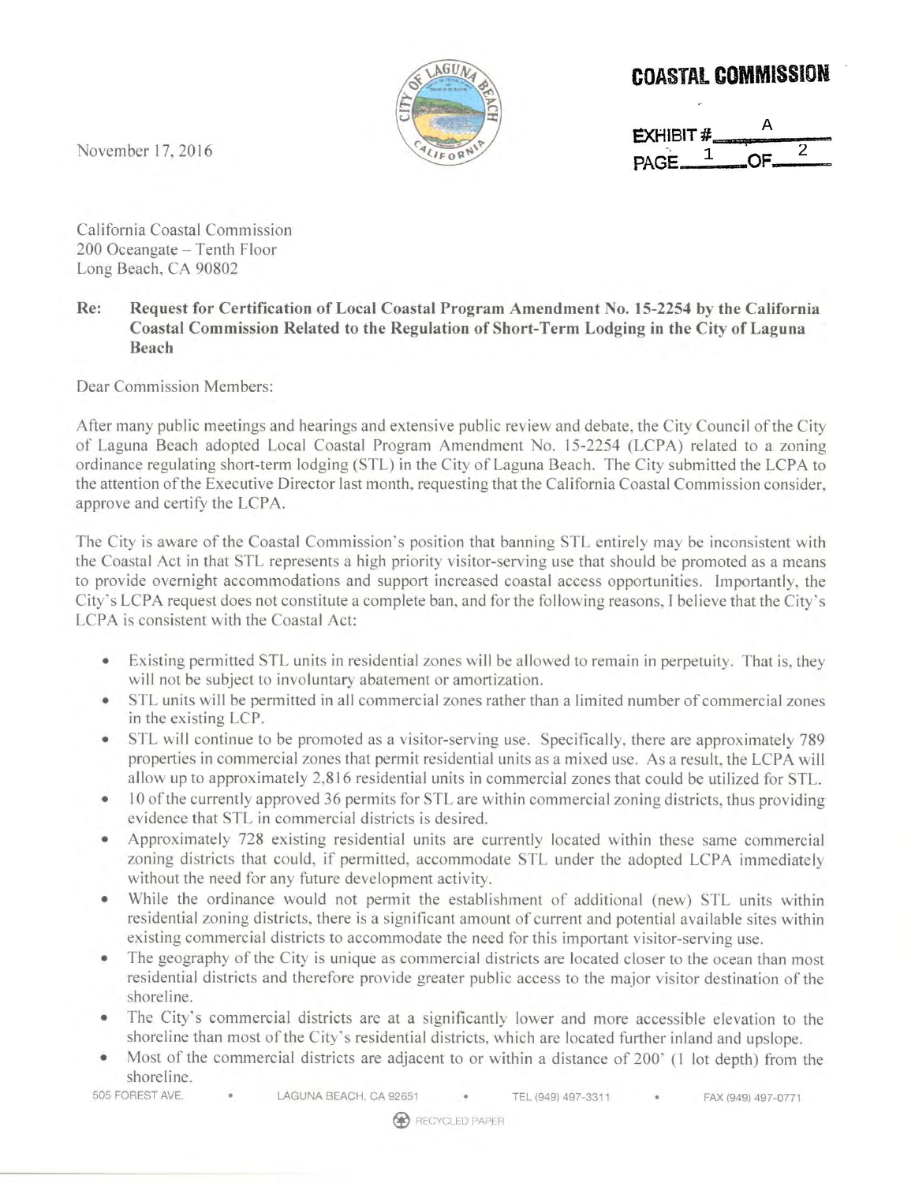November 17, 2016

**COASTAL COMMISSION**

EXHIBIT # A
PAGE 1 OF 2

California Coastal Commission
200 Oceangate – Tenth Floor
Long Beach, CA 90802

**Re: Request for Certification of Local Coastal Program Amendment No. 15-2254 by the California Coastal Commission Related to the Regulation of Short-Term Lodging in the City of Laguna Beach**

Dear Commission Members:

After many public meetings and hearings and extensive public review and debate, the City Council of the City of Laguna Beach adopted Local Coastal Program Amendment No. 15-2254 (LCPA) related to a zoning ordinance regulating short-term lodging (STL) in the City of Laguna Beach. The City submitted the LCPA to the attention of the Executive Director last month, requesting that the California Coastal Commission consider, approve and certify the LCPA.

The City is aware of the Coastal Commission's position that banning STL entirely may be inconsistent with the Coastal Act in that STL represents a high priority visitor-serving use that should be promoted as a means to provide overnight accommodations and support increased coastal access opportunities. Importantly, the City's LCPA request does not constitute a complete ban, and for the following reasons, I believe that the City's LCPA is consistent with the Coastal Act:

- Existing permitted STL units in residential zones will be allowed to remain in perpetuity. That is, they will not be subject to involuntary abatement or amortization.
- STL units will be permitted in all commercial zones rather than a limited number of commercial zones in the existing LCP.
- STL will continue to be promoted as a visitor-serving use. Specifically, there are approximately 789 properties in commercial zones that permit residential units as a mixed use. As a result, the LCPA will allow up to approximately 2,816 residential units in commercial zones that could be utilized for STL.
- 10 of the currently approved 36 permits for STL are within commercial zoning districts, thus providing evidence that STL in commercial districts is desired.
- Approximately 728 existing residential units are currently located within these same commercial zoning districts that could, if permitted, accommodate STL under the adopted LCPA immediately without the need for any future development activity.
- While the ordinance would not permit the establishment of additional (new) STL units within residential zoning districts, there is a significant amount of current and potential available sites within existing commercial districts to accommodate the need for this important visitor-serving use.
- The geography of the City is unique as commercial districts are located closer to the ocean than most residential districts and therefore provide greater public access to the major visitor destination of the shoreline.
- The City's commercial districts are at a significantly lower and more accessible elevation to the shoreline than most of the City's residential districts, which are located further inland and upslope.
- Most of the commercial districts are adjacent to or within a distance of 200' (1 lot depth) from the shoreline.

505 FOREST AVE. • LAGUNA BEACH, CA 92651 • TEL (949) 497-3311 • FAX (949) 497-0771

RECYCLED PAPER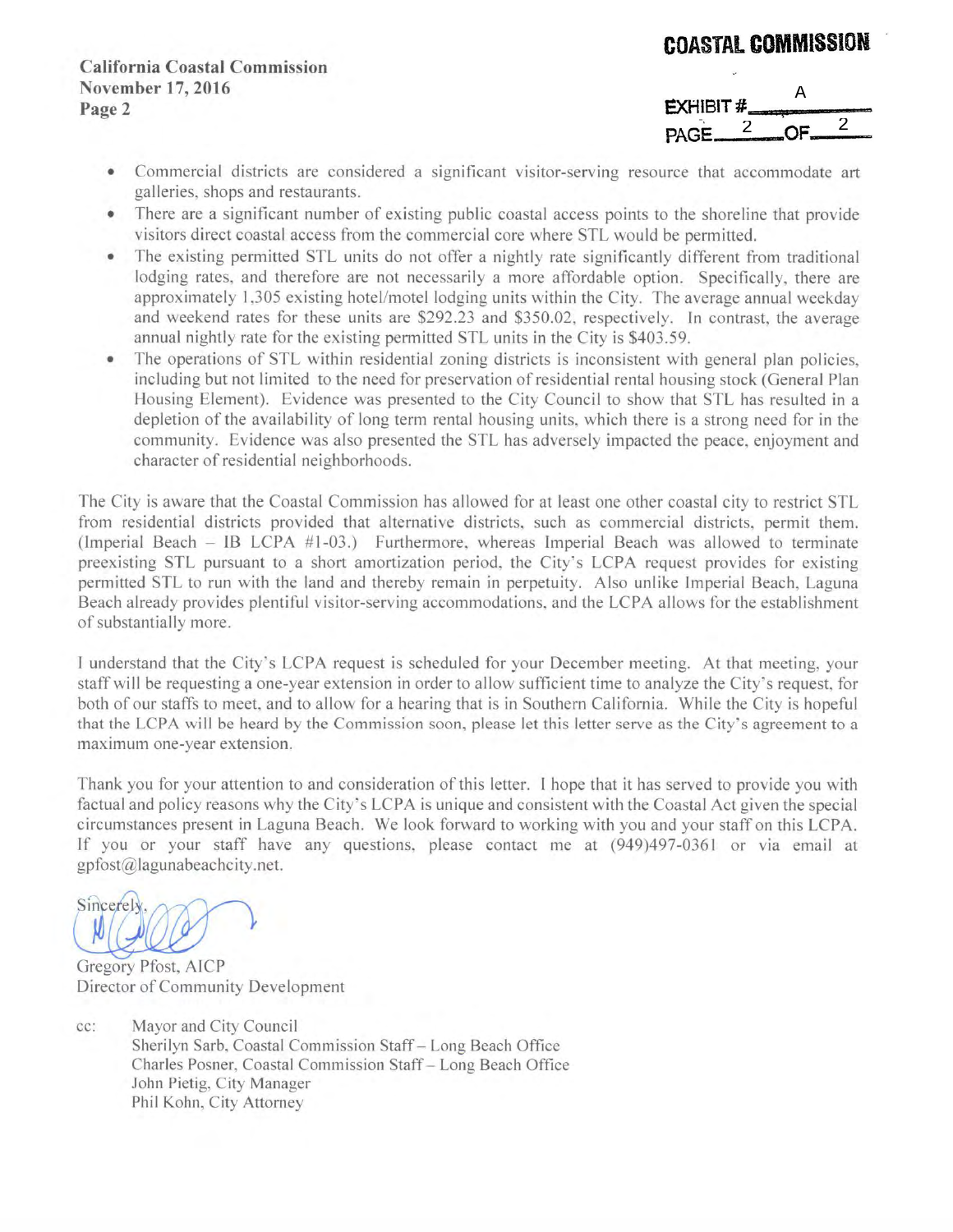COASTAL COMMISSION

EXHIBIT # A

PAGE 2 OF 2

California Coastal Commission
November 17, 2016
Page 2

- Commercial districts are considered a significant visitor-serving resource that accommodate art galleries, shops and restaurants.
- There are a significant number of existing public coastal access points to the shoreline that provide visitors direct coastal access from the commercial core where STL would be permitted.
- The existing permitted STL units do not offer a nightly rate significantly different from traditional lodging rates, and therefore are not necessarily a more affordable option. Specifically, there are approximately 1,305 existing hotel/motel lodging units within the City. The average annual weekday and weekend rates for these units are $292.23 and $350.02, respectively. In contrast, the average annual nightly rate for the existing permitted STL units in the City is $403.59.
- The operations of STL within residential zoning districts is inconsistent with general plan policies, including but not limited to the need for preservation of residential rental housing stock (General Plan Housing Element). Evidence was presented to the City Council to show that STL has resulted in a depletion of the availability of long term rental housing units, which there is a strong need for in the community. Evidence was also presented the STL has adversely impacted the peace, enjoyment and character of residential neighborhoods.

The City is aware that the Coastal Commission has allowed for at least one other coastal city to restrict STL from residential districts provided that alternative districts, such as commercial districts, permit them. (Imperial Beach – IB LCPA #1-03.) Furthermore, whereas Imperial Beach was allowed to terminate preexisting STL pursuant to a short amortization period, the City's LCPA request provides for existing permitted STL to run with the land and thereby remain in perpetuity. Also unlike Imperial Beach, Laguna Beach already provides plentiful visitor-serving accommodations, and the LCPA allows for the establishment of substantially more.

I understand that the City's LCPA request is scheduled for your December meeting. At that meeting, your staff will be requesting a one-year extension in order to allow sufficient time to analyze the City's request, for both of our staffs to meet, and to allow for a hearing that is in Southern California. While the City is hopeful that the LCPA will be heard by the Commission soon, please let this letter serve as the City's agreement to a maximum one-year extension.

Thank you for your attention to and consideration of this letter. I hope that it has served to provide you with factual and policy reasons why the City's LCPA is unique and consistent with the Coastal Act given the special circumstances present in Laguna Beach. We look forward to working with you and your staff on this LCPA. If you or your staff have any questions, please contact me at (949)497-0361 or via email at gpfost@lagunabeachcity.net.

Sincerely,

Gregory Pfost, AICP
Director of Community Development

cc: Mayor and City Council
Sherilyn Sarb, Coastal Commission Staff – Long Beach Office
Charles Posner, Coastal Commission Staff – Long Beach Office
John Pietig, City Manager
Phil Kohn, City Attorney